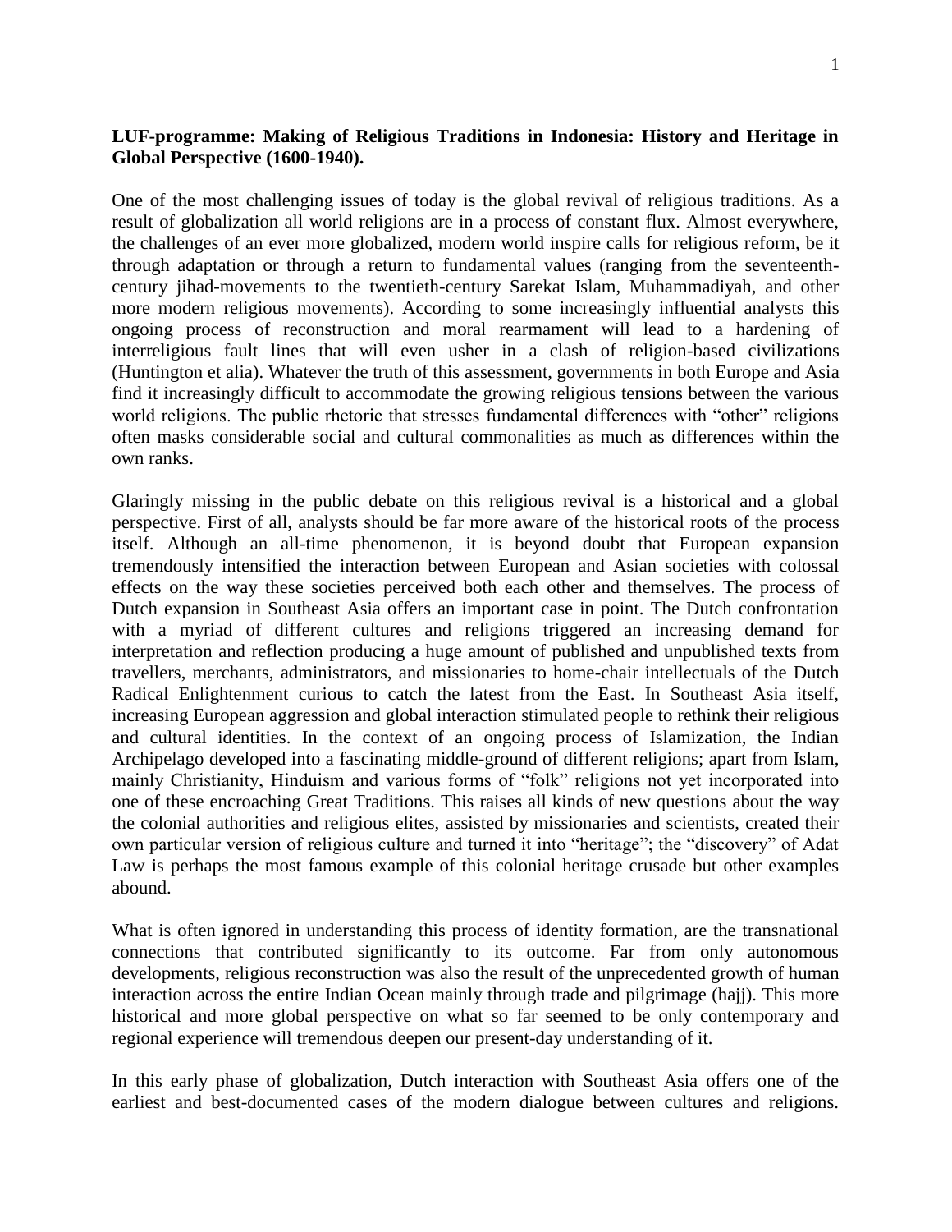**LUF-programme: Making of Religious Traditions in Indonesia: History and Heritage in Global Perspective (1600-1940).**

One of the most challenging issues of today is the global revival of religious traditions. As a result of globalization all world religions are in a process of constant flux. Almost everywhere, the challenges of an ever more globalized, modern world inspire calls for religious reform, be it through adaptation or through a return to fundamental values (ranging from the seventeenth-century jihad-movements to the twentieth-century Sarekat Islam, Muhammadiyah, and other more modern religious movements). According to some increasingly influential analysts this ongoing process of reconstruction and moral rearmament will lead to a hardening of interreligious fault lines that will even usher in a clash of religion-based civilizations (Huntington et alia). Whatever the truth of this assessment, governments in both Europe and Asia find it increasingly difficult to accommodate the growing religious tensions between the various world religions. The public rhetoric that stresses fundamental differences with "other" religions often masks considerable social and cultural commonalities as much as differences within the own ranks.

Glaringly missing in the public debate on this religious revival is a historical and a global perspective. First of all, analysts should be far more aware of the historical roots of the process itself. Although an all-time phenomenon, it is beyond doubt that European expansion tremendously intensified the interaction between European and Asian societies with colossal effects on the way these societies perceived both each other and themselves. The process of Dutch expansion in Southeast Asia offers an important case in point. The Dutch confrontation with a myriad of different cultures and religions triggered an increasing demand for interpretation and reflection producing a huge amount of published and unpublished texts from travellers, merchants, administrators, and missionaries to home-chair intellectuals of the Dutch Radical Enlightenment curious to catch the latest from the East. In Southeast Asia itself, increasing European aggression and global interaction stimulated people to rethink their religious and cultural identities. In the context of an ongoing process of Islamization, the Indian Archipelago developed into a fascinating middle-ground of different religions; apart from Islam, mainly Christianity, Hinduism and various forms of "folk" religions not yet incorporated into one of these encroaching Great Traditions. This raises all kinds of new questions about the way the colonial authorities and religious elites, assisted by missionaries and scientists, created their own particular version of religious culture and turned it into "heritage"; the "discovery" of Adat Law is perhaps the most famous example of this colonial heritage crusade but other examples abound.

What is often ignored in understanding this process of identity formation, are the transnational connections that contributed significantly to its outcome. Far from only autonomous developments, religious reconstruction was also the result of the unprecedented growth of human interaction across the entire Indian Ocean mainly through trade and pilgrimage (hajj). This more historical and more global perspective on what so far seemed to be only contemporary and regional experience will tremendous deepen our present-day understanding of it.

In this early phase of globalization, Dutch interaction with Southeast Asia offers one of the earliest and best-documented cases of the modern dialogue between cultures and religions.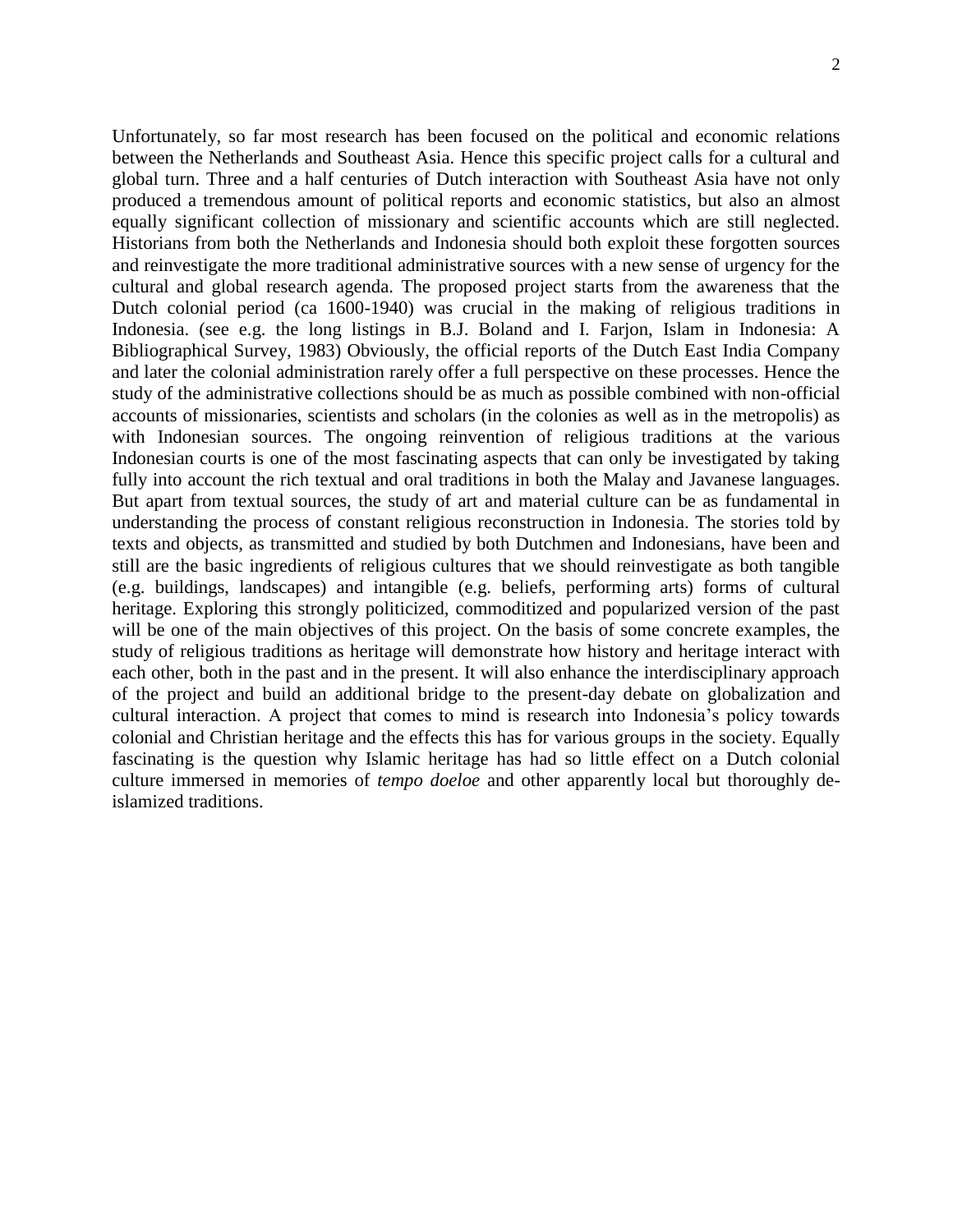Unfortunately, so far most research has been focused on the political and economic relations between the Netherlands and Southeast Asia. Hence this specific project calls for a cultural and global turn. Three and a half centuries of Dutch interaction with Southeast Asia have not only produced a tremendous amount of political reports and economic statistics, but also an almost equally significant collection of missionary and scientific accounts which are still neglected. Historians from both the Netherlands and Indonesia should both exploit these forgotten sources and reinvestigate the more traditional administrative sources with a new sense of urgency for the cultural and global research agenda. The proposed project starts from the awareness that the Dutch colonial period (ca 1600-1940) was crucial in the making of religious traditions in Indonesia. (see e.g. the long listings in B.J. Boland and I. Farjon, Islam in Indonesia: A Bibliographical Survey, 1983) Obviously, the official reports of the Dutch East India Company and later the colonial administration rarely offer a full perspective on these processes. Hence the study of the administrative collections should be as much as possible combined with non-official accounts of missionaries, scientists and scholars (in the colonies as well as in the metropolis) as with Indonesian sources. The ongoing reinvention of religious traditions at the various Indonesian courts is one of the most fascinating aspects that can only be investigated by taking fully into account the rich textual and oral traditions in both the Malay and Javanese languages. But apart from textual sources, the study of art and material culture can be as fundamental in understanding the process of constant religious reconstruction in Indonesia. The stories told by texts and objects, as transmitted and studied by both Dutchmen and Indonesians, have been and still are the basic ingredients of religious cultures that we should reinvestigate as both tangible (e.g. buildings, landscapes) and intangible (e.g. beliefs, performing arts) forms of cultural heritage. Exploring this strongly politicized, commoditized and popularized version of the past will be one of the main objectives of this project. On the basis of some concrete examples, the study of religious traditions as heritage will demonstrate how history and heritage interact with each other, both in the past and in the present. It will also enhance the interdisciplinary approach of the project and build an additional bridge to the present-day debate on globalization and cultural interaction. A project that comes to mind is research into Indonesia's policy towards colonial and Christian heritage and the effects this has for various groups in the society. Equally fascinating is the question why Islamic heritage has had so little effect on a Dutch colonial culture immersed in memories of *tempo doeloe* and other apparently local but thoroughly de-islamized traditions.